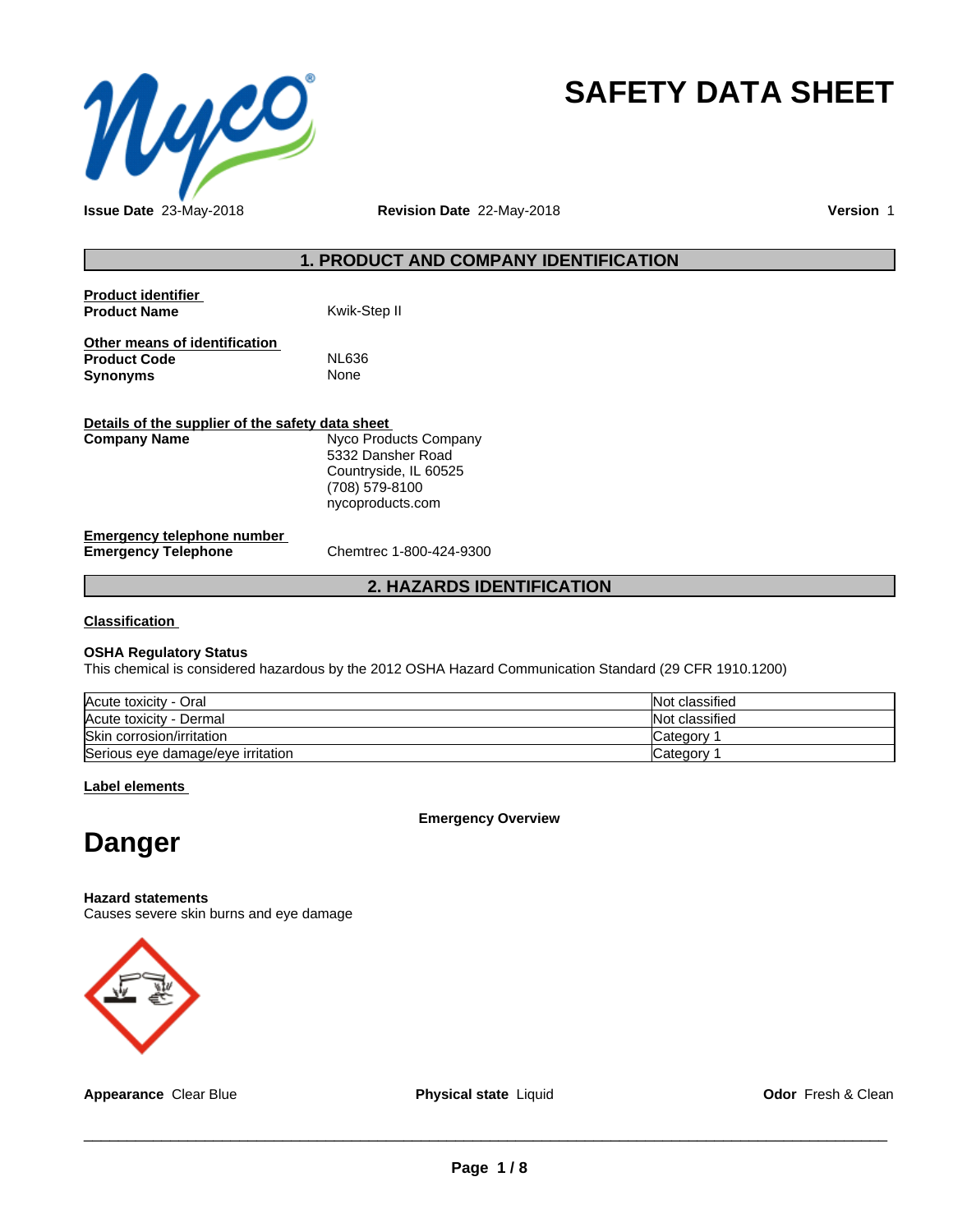# SAFETY DATA SHEET

**Issue Date** 23-May-2018 **Revision Date** 22-May-2018 **Version** 1

## 1. PRODUCT AND COMPANY IDENTIFICATION

**Product identifier**

**Product Name** Kwik-Step II

**Other means of identification**

**Product Code** NL636

**Synonyms** None

**Details of the supplier of the safety data sheet**

**Company Name** Nyco Products Company
5332 Dansher Road
Countryside, IL 60525
(708) 579-8100
nycoproducts.com

**Emergency telephone number**

**Emergency Telephone** Chemtrec 1-800-424-9300

## 2. HAZARDS IDENTIFICATION

**Classification**

**OSHA Regulatory Status**
This chemical is considered hazardous by the 2012 OSHA Hazard Communication Standard (29 CFR 1910.1200)

| | |
|---|---|
| Acute toxicity - Oral | Not classified |
| Acute toxicity - Dermal | Not classified |
| Skin corrosion/irritation | Category 1 |
| Serious eye damage/eye irritation | Category 1 |

**Label elements**

**Emergency Overview**

# Danger

**Hazard statements**
Causes severe skin burns and eye damage

**Appearance** Clear Blue **Physical state** Liquid **Odor** Fresh & Clean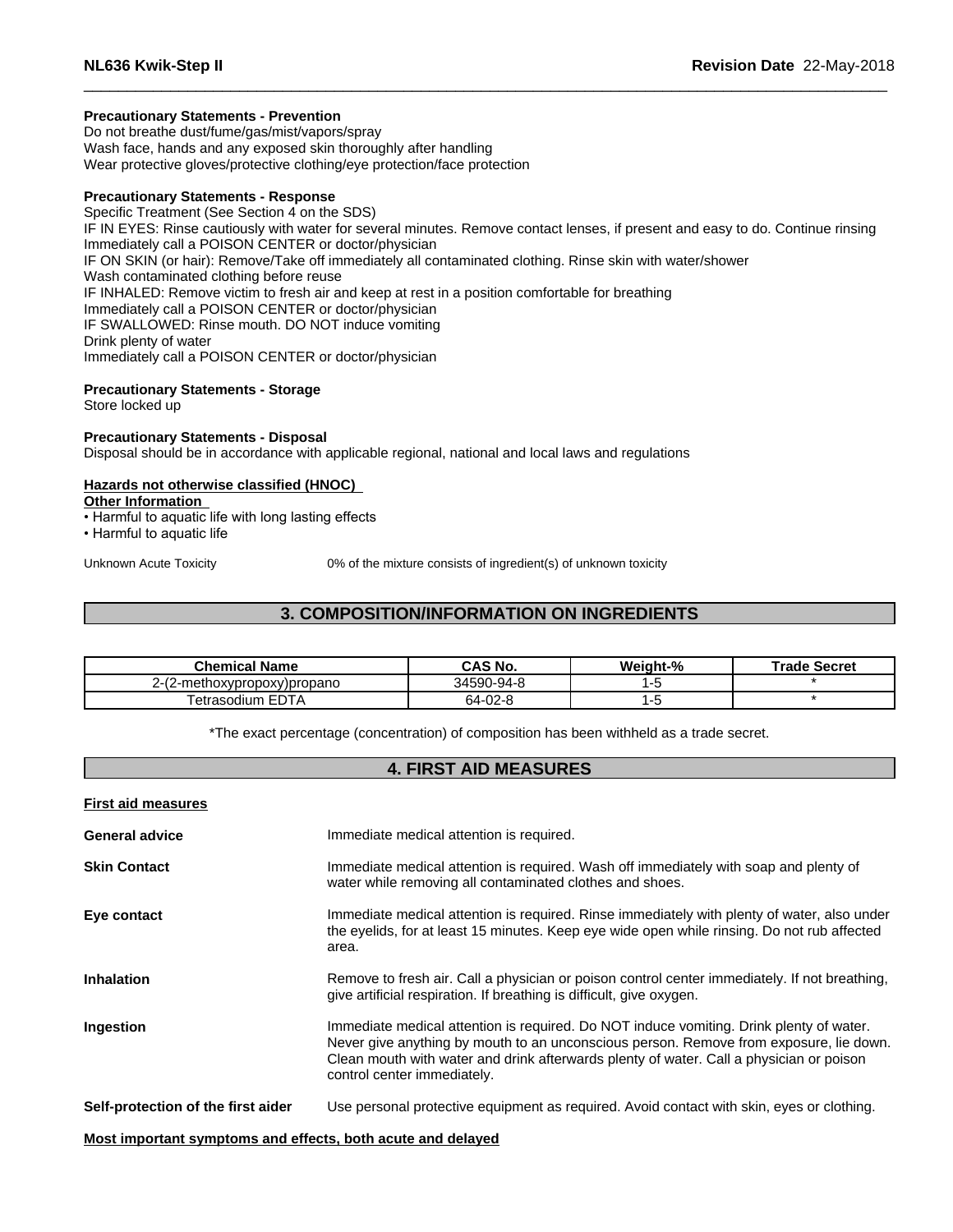**Precautionary Statements - Prevention**

Do not breathe dust/fume/gas/mist/vapors/spray
Wash face, hands and any exposed skin thoroughly after handling
Wear protective gloves/protective clothing/eye protection/face protection

**Precautionary Statements - Response**

Specific Treatment (See Section 4 on the SDS)
IF IN EYES: Rinse cautiously with water for several minutes. Remove contact lenses, if present and easy to do. Continue rinsing
Immediately call a POISON CENTER or doctor/physician
IF ON SKIN (or hair): Remove/Take off immediately all contaminated clothing. Rinse skin with water/shower
Wash contaminated clothing before reuse
IF INHALED: Remove victim to fresh air and keep at rest in a position comfortable for breathing
Immediately call a POISON CENTER or doctor/physician
IF SWALLOWED: Rinse mouth. DO NOT induce vomiting
Drink plenty of water
Immediately call a POISON CENTER or doctor/physician

**Precautionary Statements - Storage**

Store locked up

**Precautionary Statements - Disposal**

Disposal should be in accordance with applicable regional, national and local laws and regulations

**Hazards not otherwise classified (HNOC)**

**Other Information**

- Harmful to aquatic life with long lasting effects
- Harmful to aquatic life

Unknown Acute Toxicity    0% of the mixture consists of ingredient(s) of unknown toxicity

## 3. COMPOSITION/INFORMATION ON INGREDIENTS

| Chemical Name | CAS No. | Weight-% | Trade Secret |
|---|---|---|---|
| 2-(2-methoxypropoxy)propano | 34590-94-8 | 1-5 | * |
| Tetrasodium EDTA | 64-02-8 | 1-5 | * |

*The exact percentage (concentration) of composition has been withheld as a trade secret.

## 4. FIRST AID MEASURES

**First aid measures**

**General advice** Immediate medical attention is required.

**Skin Contact** Immediate medical attention is required. Wash off immediately with soap and plenty of water while removing all contaminated clothes and shoes.

**Eye contact** Immediate medical attention is required. Rinse immediately with plenty of water, also under the eyelids, for at least 15 minutes. Keep eye wide open while rinsing. Do not rub affected area.

**Inhalation** Remove to fresh air. Call a physician or poison control center immediately. If not breathing, give artificial respiration. If breathing is difficult, give oxygen.

**Ingestion** Immediate medical attention is required. Do NOT induce vomiting. Drink plenty of water. Never give anything by mouth to an unconscious person. Remove from exposure, lie down. Clean mouth with water and drink afterwards plenty of water. Call a physician or poison control center immediately.

**Self-protection of the first aider** Use personal protective equipment as required. Avoid contact with skin, eyes or clothing.

**Most important symptoms and effects, both acute and delayed**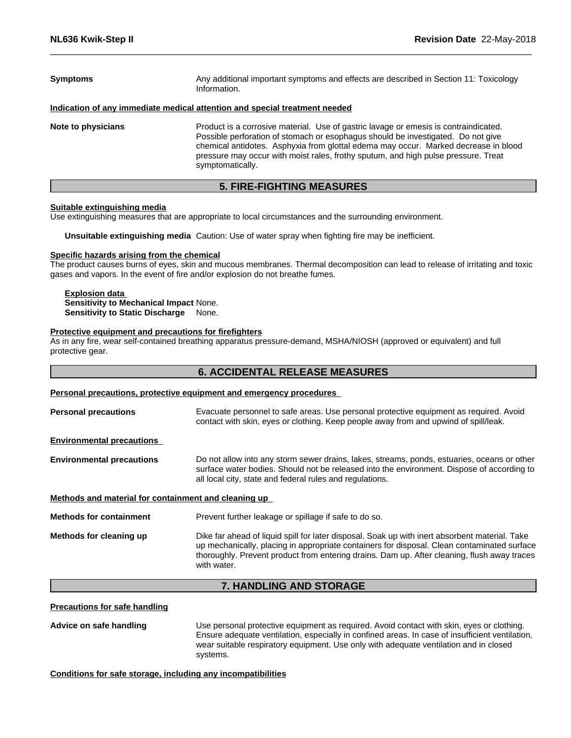**Symptoms** Any additional important symptoms and effects are described in Section 11: Toxicology Information.

**Indication of any immediate medical attention and special treatment needed**

**Note to physicians** Product is a corrosive material. Use of gastric lavage or emesis is contraindicated. Possible perforation of stomach or esophagus should be investigated. Do not give chemical antidotes. Asphyxia from glottal edema may occur. Marked decrease in blood pressure may occur with moist rales, frothy sputum, and high pulse pressure. Treat symptomatically.

## 5. FIRE-FIGHTING MEASURES

**Suitable extinguishing media**

Use extinguishing measures that are appropriate to local circumstances and the surrounding environment.

**Unsuitable extinguishing media** Caution: Use of water spray when fighting fire may be inefficient.

**Specific hazards arising from the chemical**

The product causes burns of eyes, skin and mucous membranes. Thermal decomposition can lead to release of irritating and toxic gases and vapors. In the event of fire and/or explosion do not breathe fumes.

**Explosion data**

**Sensitivity to Mechanical Impact** None.

**Sensitivity to Static Discharge** None.

**Protective equipment and precautions for firefighters**

As in any fire, wear self-contained breathing apparatus pressure-demand, MSHA/NIOSH (approved or equivalent) and full protective gear.

## 6. ACCIDENTAL RELEASE MEASURES

**Personal precautions, protective equipment and emergency procedures**

**Personal precautions** Evacuate personnel to safe areas. Use personal protective equipment as required. Avoid contact with skin, eyes or clothing. Keep people away from and upwind of spill/leak.

**Environmental precautions**

**Environmental precautions** Do not allow into any storm sewer drains, lakes, streams, ponds, estuaries, oceans or other surface water bodies. Should not be released into the environment. Dispose of according to all local city, state and federal rules and regulations.

**Methods and material for containment and cleaning up**

**Methods for containment** Prevent further leakage or spillage if safe to do so.

**Methods for cleaning up** Dike far ahead of liquid spill for later disposal. Soak up with inert absorbent material. Take up mechanically, placing in appropriate containers for disposal. Clean contaminated surface thoroughly. Prevent product from entering drains. Dam up. After cleaning, flush away traces with water.

## 7. HANDLING AND STORAGE

**Precautions for safe handling**

**Advice on safe handling** Use personal protective equipment as required. Avoid contact with skin, eyes or clothing. Ensure adequate ventilation, especially in confined areas. In case of insufficient ventilation, wear suitable respiratory equipment. Use only with adequate ventilation and in closed systems.

**Conditions for safe storage, including any incompatibilities**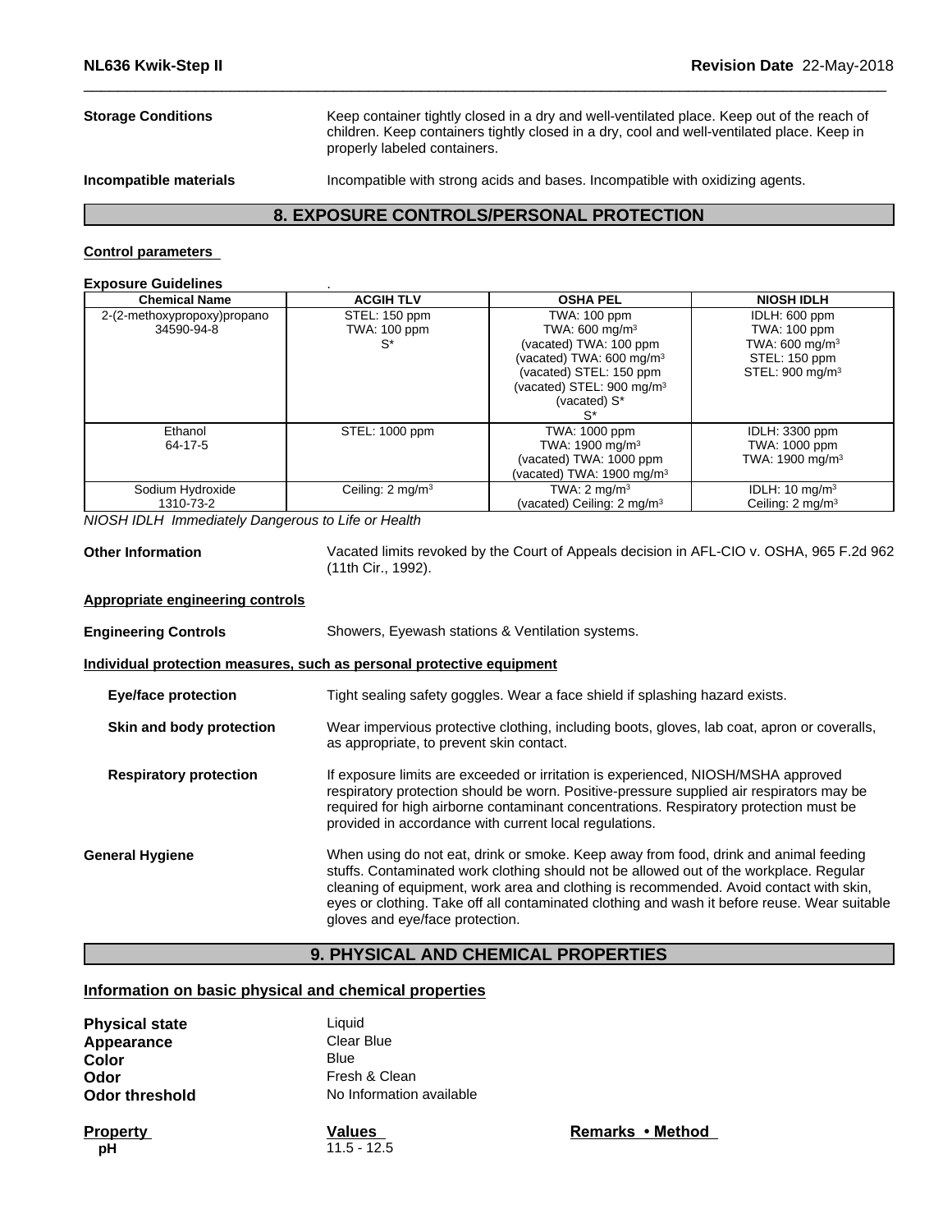**Storage Conditions** Keep container tightly closed in a dry and well-ventilated place. Keep out of the reach of children. Keep containers tightly closed in a dry, cool and well-ventilated place. Keep in properly labeled containers.

**Incompatible materials** Incompatible with strong acids and bases. Incompatible with oxidizing agents.

## 8. EXPOSURE CONTROLS/PERSONAL PROTECTION

**Control parameters**

**Exposure Guidelines** .

| Chemical Name | ACGIH TLV | OSHA PEL | NIOSH IDLH |
|---|---|---|---|
| 2-(2-methoxypropoxy)propano<br>34590-94-8 | STEL: 150 ppm<br>TWA: 100 ppm<br>S* | TWA: 100 ppm<br>TWA: 600 mg/m³<br>(vacated) TWA: 100 ppm<br>(vacated) TWA: 600 mg/m³<br>(vacated) STEL: 150 ppm<br>(vacated) STEL: 900 mg/m³<br>(vacated) S*<br>S* | IDLH: 600 ppm<br>TWA: 100 ppm<br>TWA: 600 mg/m³<br>STEL: 150 ppm<br>STEL: 900 mg/m³ |
| Ethanol<br>64-17-5 | STEL: 1000 ppm | TWA: 1000 ppm<br>TWA: 1900 mg/m³<br>(vacated) TWA: 1000 ppm<br>(vacated) TWA: 1900 mg/m³ | IDLH: 3300 ppm<br>TWA: 1000 ppm<br>TWA: 1900 mg/m³ |
| Sodium Hydroxide<br>1310-73-2 | Ceiling: 2 mg/m³ | TWA: 2 mg/m³<br>(vacated) Ceiling: 2 mg/m³ | IDLH: 10 mg/m³<br>Ceiling: 2 mg/m³ |

*NIOSH IDLH Immediately Dangerous to Life or Health*

**Other Information** Vacated limits revoked by the Court of Appeals decision in AFL-CIO v. OSHA, 965 F.2d 962 (11th Cir., 1992).

**Appropriate engineering controls**

**Engineering Controls** Showers, Eyewash stations & Ventilation systems.

**Individual protection measures, such as personal protective equipment**

**Eye/face protection** Tight sealing safety goggles. Wear a face shield if splashing hazard exists.

**Skin and body protection** Wear impervious protective clothing, including boots, gloves, lab coat, apron or coveralls, as appropriate, to prevent skin contact.

**Respiratory protection** If exposure limits are exceeded or irritation is experienced, NIOSH/MSHA approved respiratory protection should be worn. Positive-pressure supplied air respirators may be required for high airborne contaminant concentrations. Respiratory protection must be provided in accordance with current local regulations.

**General Hygiene** When using do not eat, drink or smoke. Keep away from food, drink and animal feeding stuffs. Contaminated work clothing should not be allowed out of the workplace. Regular cleaning of equipment, work area and clothing is recommended. Avoid contact with skin, eyes or clothing. Take off all contaminated clothing and wash it before reuse. Wear suitable gloves and eye/face protection.

## 9. PHYSICAL AND CHEMICAL PROPERTIES

**Information on basic physical and chemical properties**

**Physical state** Liquid
**Appearance** Clear Blue
**Color** Blue
**Odor** Fresh & Clean
**Odor threshold** No Information available

| Property | Values | Remarks • Method |
|---|---|---|
| pH | 11.5 - 12.5 | |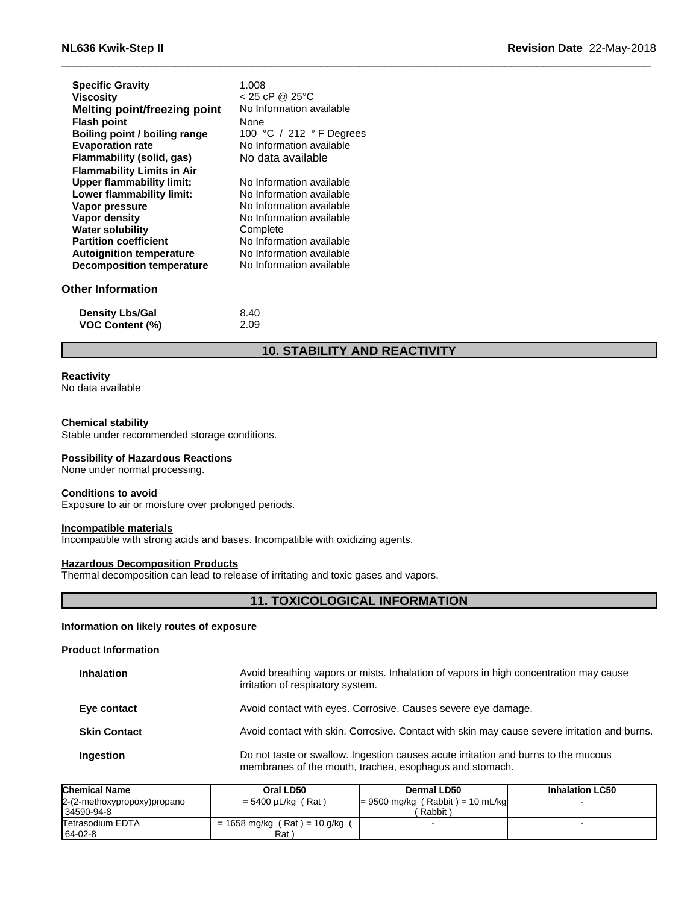| | |
|---|---|
| **Specific Gravity** | 1.008 |
| **Viscosity** | < 25 cP @ 25°C |
| **Melting point/freezing point** | No Information available |
| **Flash point** | None |
| **Boiling point / boiling range** | 100 °C / 212 ° F Degrees |
| **Evaporation rate** | No Information available |
| **Flammability (solid, gas)** | No data available |
| **Flammability Limits in Air** | |
| **Upper flammability limit:** | No Information available |
| **Lower flammability limit:** | No Information available |
| **Vapor pressure** | No Information available |
| **Vapor density** | No Information available |
| **Water solubility** | Complete |
| **Partition coefficient** | No Information available |
| **Autoignition temperature** | No Information available |
| **Decomposition temperature** | No Information available |

### Other Information

| | |
|---|---|
| **Density Lbs/Gal** | 8.40 |
| **VOC Content (%)** | 2.09 |

## 10. STABILITY AND REACTIVITY

**Reactivity**
No data available

**Chemical stability**
Stable under recommended storage conditions.

**Possibility of Hazardous Reactions**
None under normal processing.

**Conditions to avoid**
Exposure to air or moisture over prolonged periods.

**Incompatible materials**
Incompatible with strong acids and bases. Incompatible with oxidizing agents.

**Hazardous Decomposition Products**
Thermal decomposition can lead to release of irritating and toxic gases and vapors.

## 11. TOXICOLOGICAL INFORMATION

**Information on likely routes of exposure**

**Product Information**

| | |
|---|---|
| **Inhalation** | Avoid breathing vapors or mists. Inhalation of vapors in high concentration may cause irritation of respiratory system. |
| **Eye contact** | Avoid contact with eyes. Corrosive. Causes severe eye damage. |
| **Skin Contact** | Avoid contact with skin. Corrosive. Contact with skin may cause severe irritation and burns. |
| **Ingestion** | Do not taste or swallow. Ingestion causes acute irritation and burns to the mucous membranes of the mouth, trachea, esophagus and stomach. |

| Chemical Name | Oral LD50 | Dermal LD50 | Inhalation LC50 |
|---|---|---|---|
| 2-(2-methoxypropoxy)propano 34590-94-8 | = 5400 µL/kg ( Rat ) | = 9500 mg/kg ( Rabbit ) = 10 mL/kg ( Rabbit ) | - |
| Tetrasodium EDTA 64-02-8 | = 1658 mg/kg ( Rat ) = 10 g/kg ( Rat ) | - | - |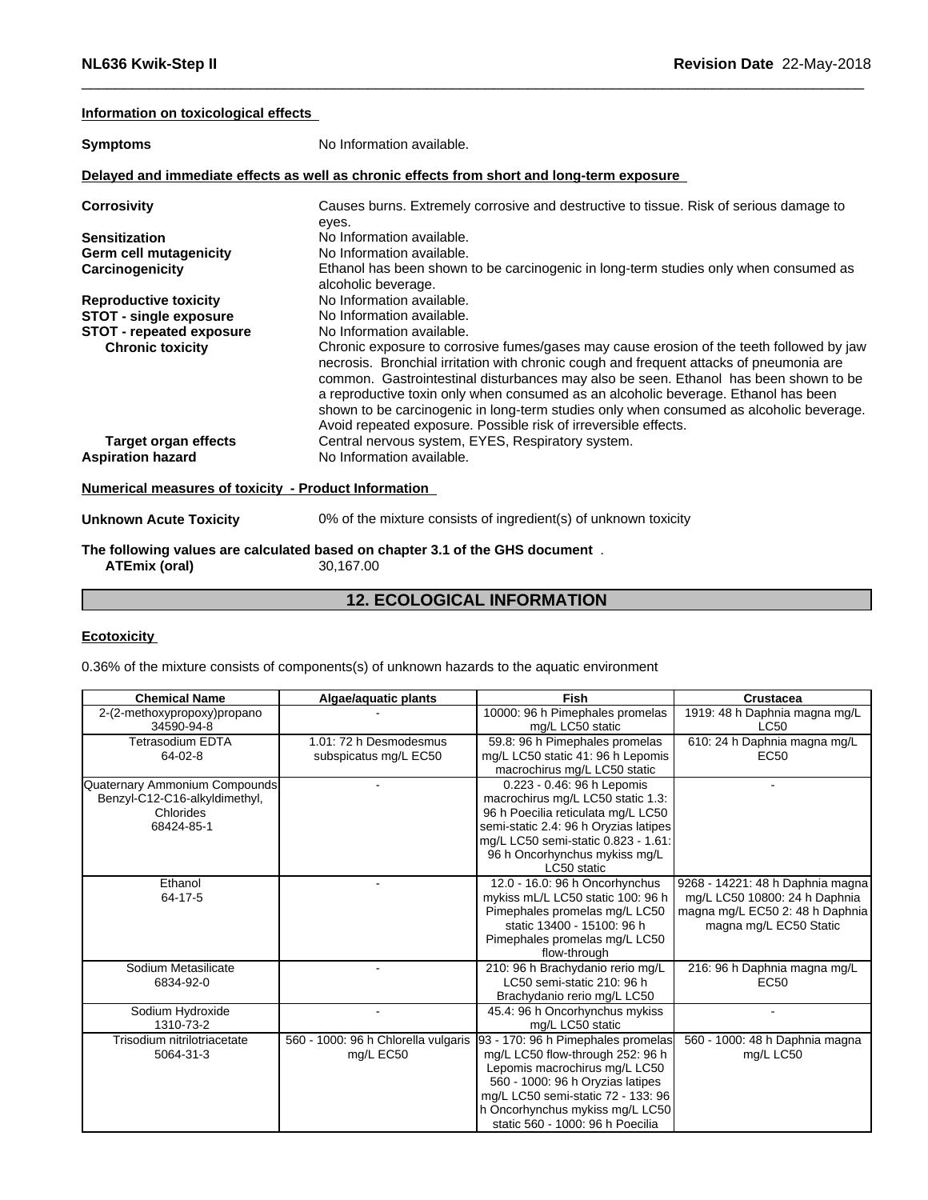**Information on toxicological effects**

| | |
|---|---|
| **Symptoms** | No Information available. |

**Delayed and immediate effects as well as chronic effects from short and long-term exposure**

| | |
|---|---|
| **Corrosivity** | Causes burns. Extremely corrosive and destructive to tissue. Risk of serious damage to eyes. |
| **Sensitization** | No Information available. |
| **Germ cell mutagenicity** | No Information available. |
| **Carcinogenicity** | Ethanol has been shown to be carcinogenic in long-term studies only when consumed as alcoholic beverage. |
| **Reproductive toxicity** | No Information available. |
| **STOT - single exposure** | No Information available. |
| **STOT - repeated exposure** | No Information available. |
| **Chronic toxicity** | Chronic exposure to corrosive fumes/gases may cause erosion of the teeth followed by jaw necrosis. Bronchial irritation with chronic cough and frequent attacks of pneumonia are common. Gastrointestinal disturbances may also be seen. Ethanol has been shown to be a reproductive toxin only when consumed as an alcoholic beverage. Ethanol has been shown to be carcinogenic in long-term studies only when consumed as alcoholic beverage. Avoid repeated exposure. Possible risk of irreversible effects. |
| **Target organ effects** | Central nervous system, EYES, Respiratory system. |
| **Aspiration hazard** | No Information available. |

**Numerical measures of toxicity - Product Information**

| | |
|---|---|
| **Unknown Acute Toxicity** | 0% of the mixture consists of ingredient(s) of unknown toxicity |

**The following values are calculated based on chapter 3.1 of the GHS document** .

| | |
|---|---|
| **ATEmix (oral)** | 30,167.00 |

## 12. ECOLOGICAL INFORMATION

**Ecotoxicity**

0.36% of the mixture consists of components(s) of unknown hazards to the aquatic environment

| Chemical Name | Algae/aquatic plants | Fish | Crustacea |
|---|---|---|---|
| 2-(2-methoxypropoxy)propano 34590-94-8 | - | 10000: 96 h Pimephales promelas mg/L LC50 static | 1919: 48 h Daphnia magna mg/L LC50 |
| Tetrasodium EDTA 64-02-8 | 1.01: 72 h Desmodesmus subspicatus mg/L EC50 | 59.8: 96 h Pimephales promelas mg/L LC50 static 41: 96 h Lepomis macrochirus mg/L LC50 static | 610: 24 h Daphnia magna mg/L EC50 |
| Quaternary Ammonium Compounds Benzyl-C12-C16-alkyldimethyl, Chlorides 68424-85-1 | - | 0.223 - 0.46: 96 h Lepomis macrochirus mg/L LC50 static 1.3: 96 h Poecilia reticulata mg/L LC50 semi-static 2.4: 96 h Oryzias latipes mg/L LC50 semi-static 0.823 - 1.61: 96 h Oncorhynchus mykiss mg/L LC50 static | - |
| Ethanol 64-17-5 | - | 12.0 - 16.0: 96 h Oncorhynchus mykiss mL/L LC50 static 100: 96 h Pimephales promelas mg/L LC50 static 13400 - 15100: 96 h Pimephales promelas mg/L LC50 flow-through | 9268 - 14221: 48 h Daphnia magna mg/L LC50 10800: 24 h Daphnia magna mg/L EC50 2: 48 h Daphnia magna mg/L EC50 Static |
| Sodium Metasilicate 6834-92-0 | - | 210: 96 h Brachydanio rerio mg/L LC50 semi-static 210: 96 h Brachydanio rerio mg/L LC50 | 216: 96 h Daphnia magna mg/L EC50 |
| Sodium Hydroxide 1310-73-2 | - | 45.4: 96 h Oncorhynchus mykiss mg/L LC50 static | - |
| Trisodium nitrilotriacetate 5064-31-3 | 560 - 1000: 96 h Chlorella vulgaris mg/L EC50 | 93 - 170: 96 h Pimephales promelas mg/L LC50 flow-through 252: 96 h Lepomis macrochirus mg/L LC50 560 - 1000: 96 h Oryzias latipes mg/L LC50 semi-static 72 - 133: 96 h Oncorhynchus mykiss mg/L LC50 static 560 - 1000: 96 h Poecilia | 560 - 1000: 48 h Daphnia magna mg/L LC50 |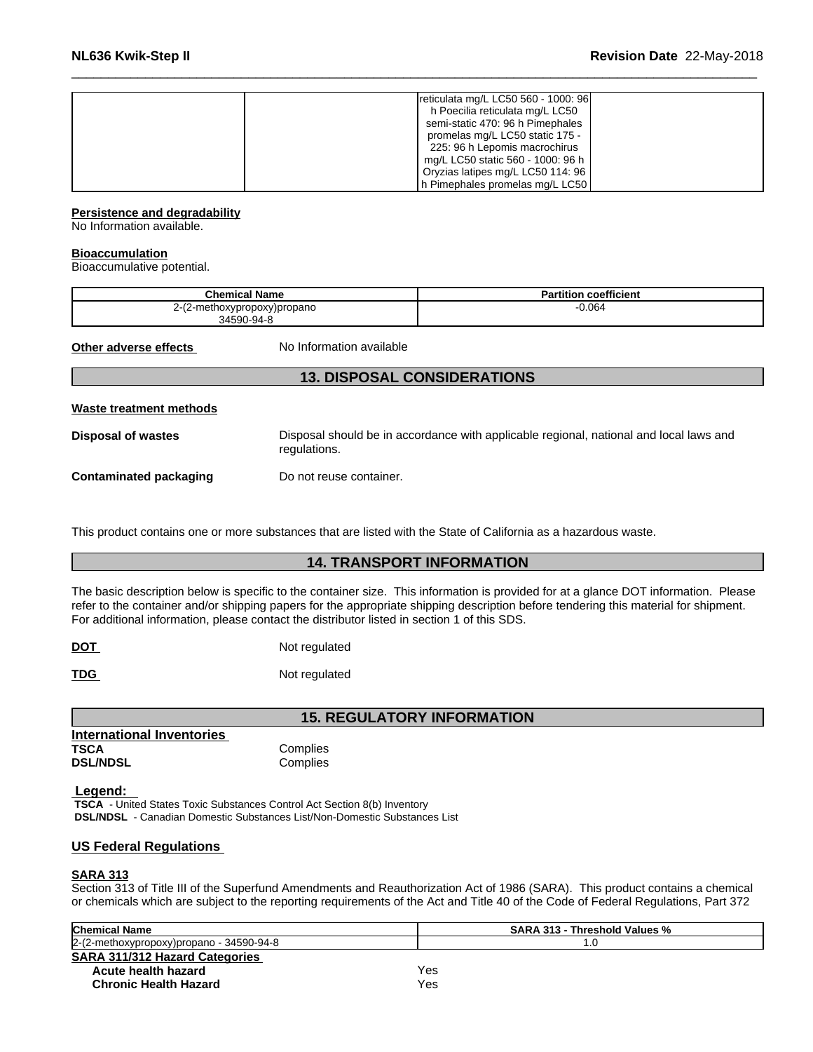| | | reticulata mg/L LC50 560 - 1000: 96 h Poecilia reticulata mg/L LC50 semi-static 470: 96 h Pimephales promelas mg/L LC50 static 175 - 225: 96 h Lepomis macrochirus mg/L LC50 static 560 - 1000: 96 h Oryzias latipes mg/L LC50 114: 96 h Pimephales promelas mg/L LC50 | |
|---|---|---|---|

**Persistence and degradability**

No Information available.

**Bioaccumulation**

Bioaccumulative potential.

| Chemical Name | Partition coefficient |
|---|---|
| 2-(2-methoxypropoxy)propano<br>34590-94-8 | -0.064 |

**Other adverse effects** No Information available

## 13. DISPOSAL CONSIDERATIONS

**Waste treatment methods**

**Disposal of wastes** Disposal should be in accordance with applicable regional, national and local laws and regulations.

**Contaminated packaging** Do not reuse container.

This product contains one or more substances that are listed with the State of California as a hazardous waste.

## 14. TRANSPORT INFORMATION

The basic description below is specific to the container size. This information is provided for at a glance DOT information. Please refer to the container and/or shipping papers for the appropriate shipping description before tendering this material for shipment. For additional information, please contact the distributor listed in section 1 of this SDS.

**DOT** Not regulated

**TDG** Not regulated

## 15. REGULATORY INFORMATION

**International Inventories**

**TSCA** Complies

**DSL/NDSL** Complies

**Legend:**

**TSCA** - United States Toxic Substances Control Act Section 8(b) Inventory

**DSL/NDSL** - Canadian Domestic Substances List/Non-Domestic Substances List

**US Federal Regulations**

**SARA 313**

Section 313 of Title III of the Superfund Amendments and Reauthorization Act of 1986 (SARA). This product contains a chemical or chemicals which are subject to the reporting requirements of the Act and Title 40 of the Code of Federal Regulations, Part 372

| Chemical Name | SARA 313 - Threshold Values % |
|---|---|
| 2-(2-methoxypropoxy)propano - 34590-94-8 | 1.0 |

**SARA 311/312 Hazard Categories**

**Acute health hazard** Yes

**Chronic Health Hazard** Yes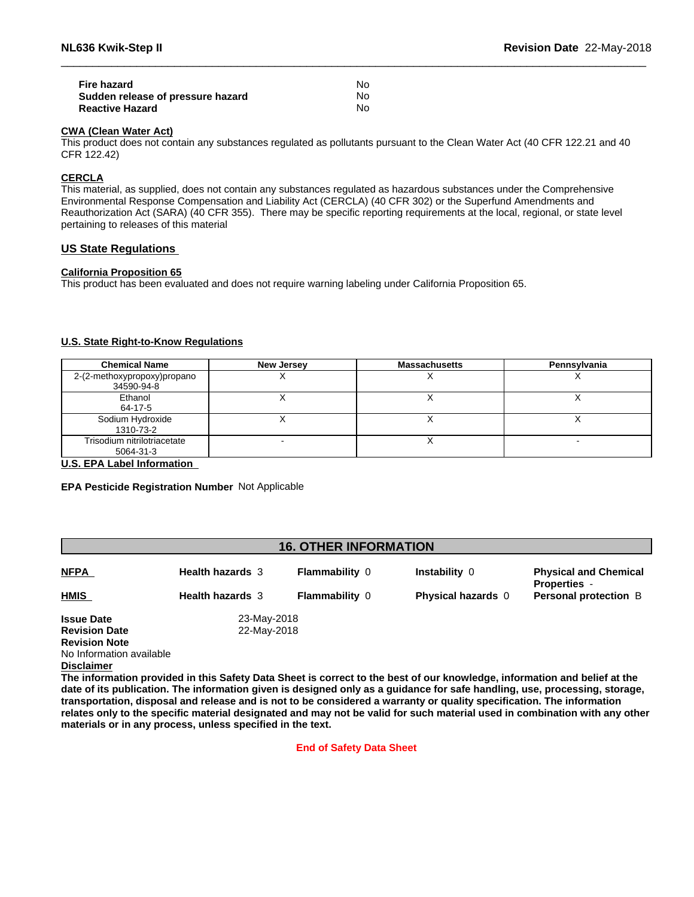| | |
|---|---|
| **Fire hazard** | No |
| **Sudden release of pressure hazard** | No |
| **Reactive Hazard** | No |

**CWA (Clean Water Act)**

This product does not contain any substances regulated as pollutants pursuant to the Clean Water Act (40 CFR 122.21 and 40 CFR 122.42)

**CERCLA**

This material, as supplied, does not contain any substances regulated as hazardous substances under the Comprehensive Environmental Response Compensation and Liability Act (CERCLA) (40 CFR 302) or the Superfund Amendments and Reauthorization Act (SARA) (40 CFR 355). There may be specific reporting requirements at the local, regional, or state level pertaining to releases of this material

## US State Regulations

**California Proposition 65**

This product has been evaluated and does not require warning labeling under California Proposition 65.

**U.S. State Right-to-Know Regulations**

| Chemical Name | New Jersey | Massachusetts | Pennsylvania |
|---|---|---|---|
| 2-(2-methoxypropoxy)propano 34590-94-8 | X | X | X |
| Ethanol 64-17-5 | X | X | X |
| Sodium Hydroxide 1310-73-2 | X | X | X |
| Trisodium nitrilotriacetate 5064-31-3 | - | X | - |

**U.S. EPA Label Information**

**EPA Pesticide Registration Number** Not Applicable

## 16. OTHER INFORMATION

| | | | | |
|---|---|---|---|---|
| **NFPA** | **Health hazards** 3 | **Flammability** 0 | **Instability** 0 | **Physical and Chemical Properties** - |
| **HMIS** | **Health hazards** 3 | **Flammability** 0 | **Physical hazards** 0 | **Personal protection** B |

**Issue Date** 23-May-2018
**Revision Date** 22-May-2018
**Revision Note**
No Information available

**Disclaimer**

**The information provided in this Safety Data Sheet is correct to the best of our knowledge, information and belief at the date of its publication. The information given is designed only as a guidance for safe handling, use, processing, storage, transportation, disposal and release and is not to be considered a warranty or quality specification. The information relates only to the specific material designated and may not be valid for such material used in combination with any other materials or in any process, unless specified in the text.**

**End of Safety Data Sheet**